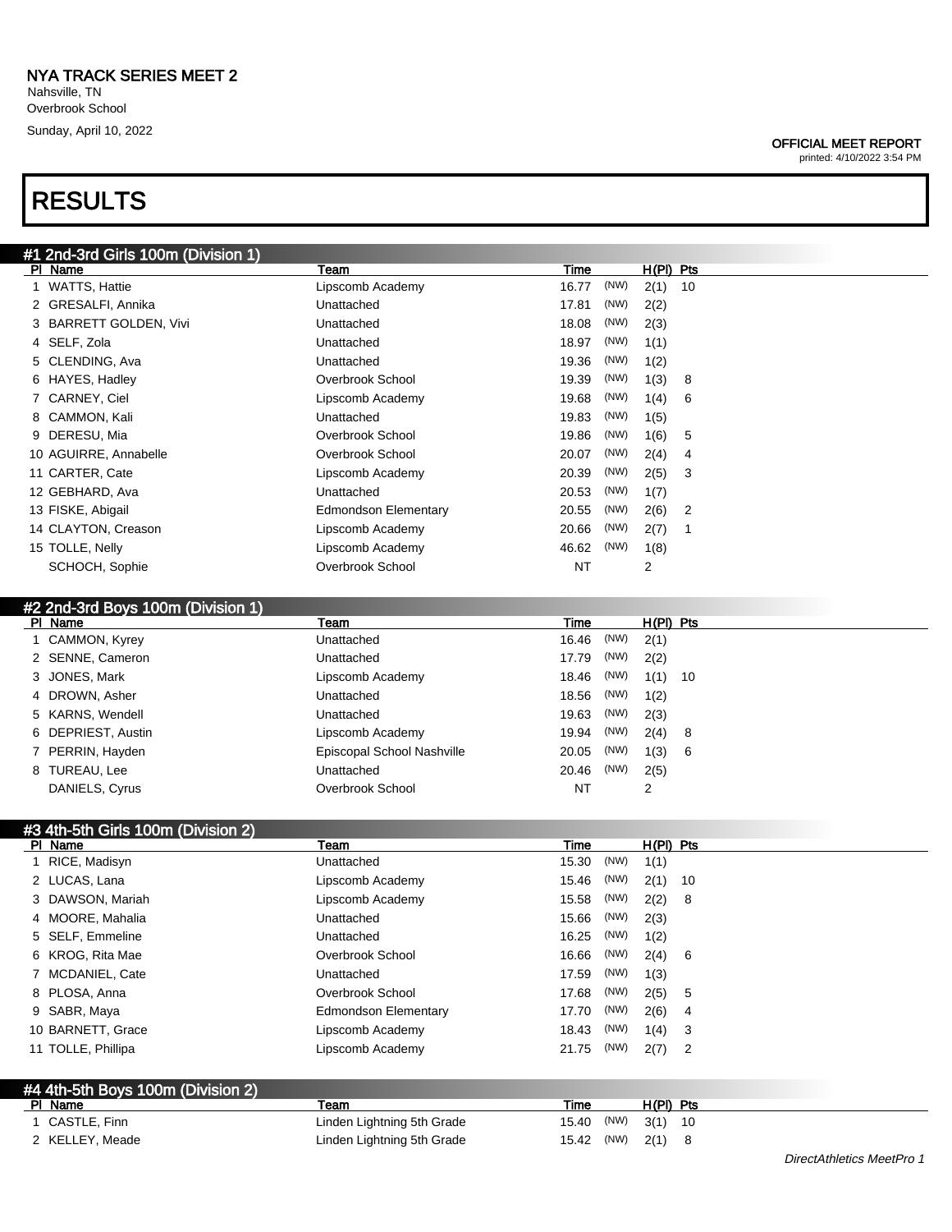# NYA TRACK SERIES MEET 2

Nahsville, TN
Overbrook School
Sunday, April 10, 2022

**OFFICIAL MEET REPORT**
printed: 4/10/2022 3:54 PM

# RESULTS

## #1 2nd-3rd Girls 100m (Division 1)

| Pl | Name | Team | Time | | H(Pl) | Pts |
|---|---|---|---|---|---|---|
| 1 | WATTS, Hattie | Lipscomb Academy | 16.77 | (NW) | 2(1) | 10 |
| 2 | GRESALFI, Annika | Unattached | 17.81 | (NW) | 2(2) | |
| 3 | BARRETT GOLDEN, Vivi | Unattached | 18.08 | (NW) | 2(3) | |
| 4 | SELF, Zola | Unattached | 18.97 | (NW) | 1(1) | |
| 5 | CLENDING, Ava | Unattached | 19.36 | (NW) | 1(2) | |
| 6 | HAYES, Hadley | Overbrook School | 19.39 | (NW) | 1(3) | 8 |
| 7 | CARNEY, Ciel | Lipscomb Academy | 19.68 | (NW) | 1(4) | 6 |
| 8 | CAMMON, Kali | Unattached | 19.83 | (NW) | 1(5) | |
| 9 | DERESU, Mia | Overbrook School | 19.86 | (NW) | 1(6) | 5 |
| 10 | AGUIRRE, Annabelle | Overbrook School | 20.07 | (NW) | 2(4) | 4 |
| 11 | CARTER, Cate | Lipscomb Academy | 20.39 | (NW) | 2(5) | 3 |
| 12 | GEBHARD, Ava | Unattached | 20.53 | (NW) | 1(7) | |
| 13 | FISKE, Abigail | Edmondson Elementary | 20.55 | (NW) | 2(6) | 2 |
| 14 | CLAYTON, Creason | Lipscomb Academy | 20.66 | (NW) | 2(7) | 1 |
| 15 | TOLLE, Nelly | Lipscomb Academy | 46.62 | (NW) | 1(8) | |
| | SCHOCH, Sophie | Overbrook School | NT | | 2 | |

## #2 2nd-3rd Boys 100m (Division 1)

| Pl | Name | Team | Time | | H(Pl) | Pts |
|---|---|---|---|---|---|---|
| 1 | CAMMON, Kyrey | Unattached | 16.46 | (NW) | 2(1) | |
| 2 | SENNE, Cameron | Unattached | 17.79 | (NW) | 2(2) | |
| 3 | JONES, Mark | Lipscomb Academy | 18.46 | (NW) | 1(1) | 10 |
| 4 | DROWN, Asher | Unattached | 18.56 | (NW) | 1(2) | |
| 5 | KARNS, Wendell | Unattached | 19.63 | (NW) | 2(3) | |
| 6 | DEPRIEST, Austin | Lipscomb Academy | 19.94 | (NW) | 2(4) | 8 |
| 7 | PERRIN, Hayden | Episcopal School Nashville | 20.05 | (NW) | 1(3) | 6 |
| 8 | TUREAU, Lee | Unattached | 20.46 | (NW) | 2(5) | |
| | DANIELS, Cyrus | Overbrook School | NT | | 2 | |

## #3 4th-5th Girls 100m (Division 2)

| Pl | Name | Team | Time | | H(Pl) | Pts |
|---|---|---|---|---|---|---|
| 1 | RICE, Madisyn | Unattached | 15.30 | (NW) | 1(1) | |
| 2 | LUCAS, Lana | Lipscomb Academy | 15.46 | (NW) | 2(1) | 10 |
| 3 | DAWSON, Mariah | Lipscomb Academy | 15.58 | (NW) | 2(2) | 8 |
| 4 | MOORE, Mahalia | Unattached | 15.66 | (NW) | 2(3) | |
| 5 | SELF, Emmeline | Unattached | 16.25 | (NW) | 1(2) | |
| 6 | KROG, Rita Mae | Overbrook School | 16.66 | (NW) | 2(4) | 6 |
| 7 | MCDANIEL, Cate | Unattached | 17.59 | (NW) | 1(3) | |
| 8 | PLOSA, Anna | Overbrook School | 17.68 | (NW) | 2(5) | 5 |
| 9 | SABR, Maya | Edmondson Elementary | 17.70 | (NW) | 2(6) | 4 |
| 10 | BARNETT, Grace | Lipscomb Academy | 18.43 | (NW) | 1(4) | 3 |
| 11 | TOLLE, Phillipa | Lipscomb Academy | 21.75 | (NW) | 2(7) | 2 |

## #4 4th-5th Boys 100m (Division 2)

| Pl | Name | Team | Time | | H(Pl) | Pts |
|---|---|---|---|---|---|---|
| 1 | CASTLE, Finn | Linden Lightning 5th Grade | 15.40 | (NW) | 3(1) | 10 |
| 2 | KELLEY, Meade | Linden Lightning 5th Grade | 15.42 | (NW) | 2(1) | 8 |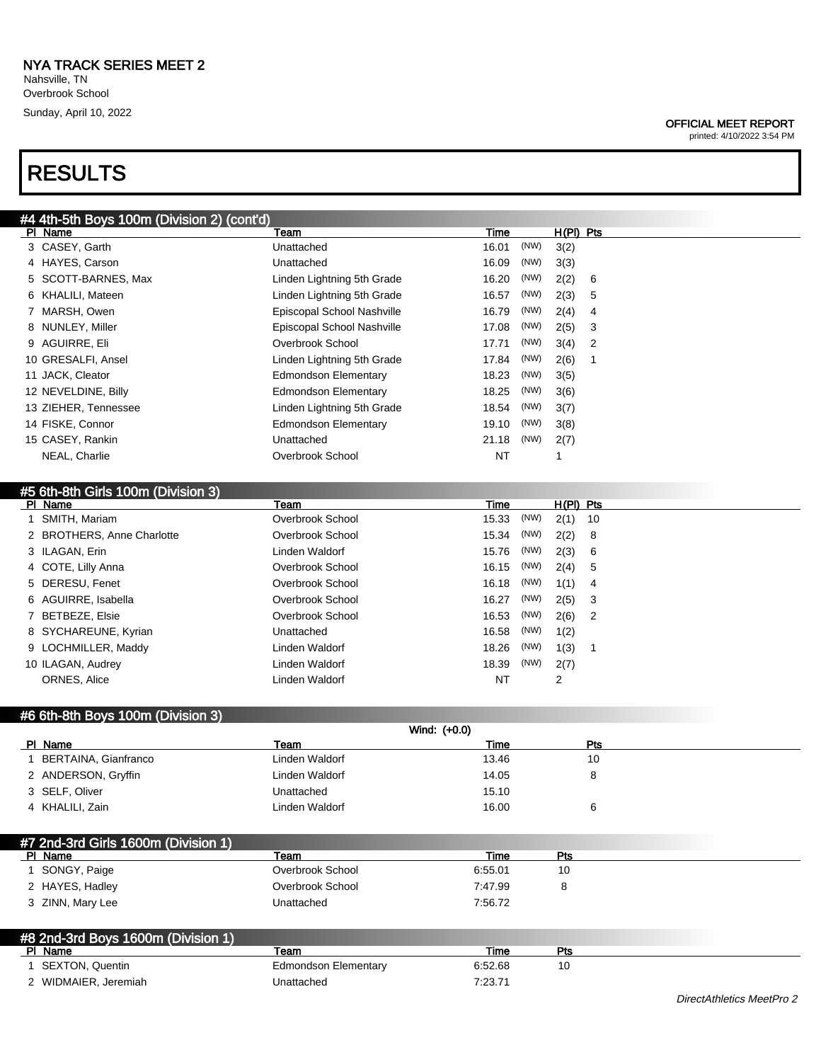# NYA TRACK SERIES MEET 2

Nahsville, TN
Overbrook School
Sunday, April 10, 2022

**OFFICIAL MEET REPORT**
printed: 4/10/2022 3:54 PM

# RESULTS

## #4 4th-5th Boys 100m (Division 2) (cont'd)

| Pl | Name | Team | Time | | H(Pl) | Pts |
|---|---|---|---|---|---|---|
| 3 | CASEY, Garth | Unattached | 16.01 | (NW) | 3(2) | |
| 4 | HAYES, Carson | Unattached | 16.09 | (NW) | 3(3) | |
| 5 | SCOTT-BARNES, Max | Linden Lightning 5th Grade | 16.20 | (NW) | 2(2) | 6 |
| 6 | KHALILI, Mateen | Linden Lightning 5th Grade | 16.57 | (NW) | 2(3) | 5 |
| 7 | MARSH, Owen | Episcopal School Nashville | 16.79 | (NW) | 2(4) | 4 |
| 8 | NUNLEY, Miller | Episcopal School Nashville | 17.08 | (NW) | 2(5) | 3 |
| 9 | AGUIRRE, Eli | Overbrook School | 17.71 | (NW) | 3(4) | 2 |
| 10 | GRESALFI, Ansel | Linden Lightning 5th Grade | 17.84 | (NW) | 2(6) | 1 |
| 11 | JACK, Cleator | Edmondson Elementary | 18.23 | (NW) | 3(5) | |
| 12 | NEVELDINE, Billy | Edmondson Elementary | 18.25 | (NW) | 3(6) | |
| 13 | ZIEHER, Tennessee | Linden Lightning 5th Grade | 18.54 | (NW) | 3(7) | |
| 14 | FISKE, Connor | Edmondson Elementary | 19.10 | (NW) | 3(8) | |
| 15 | CASEY, Rankin | Unattached | 21.18 | (NW) | 2(7) | |
| | NEAL, Charlie | Overbrook School | NT | | 1 | |

## #5 6th-8th Girls 100m (Division 3)

| Pl | Name | Team | Time | | H(Pl) | Pts |
|---|---|---|---|---|---|---|
| 1 | SMITH, Mariam | Overbrook School | 15.33 | (NW) | 2(1) | 10 |
| 2 | BROTHERS, Anne Charlotte | Overbrook School | 15.34 | (NW) | 2(2) | 8 |
| 3 | ILAGAN, Erin | Linden Waldorf | 15.76 | (NW) | 2(3) | 6 |
| 4 | COTE, Lilly Anna | Overbrook School | 16.15 | (NW) | 2(4) | 5 |
| 5 | DERESU, Fenet | Overbrook School | 16.18 | (NW) | 1(1) | 4 |
| 6 | AGUIRRE, Isabella | Overbrook School | 16.27 | (NW) | 2(5) | 3 |
| 7 | BETBEZE, Elsie | Overbrook School | 16.53 | (NW) | 2(6) | 2 |
| 8 | SYCHAREUNE, Kyrian | Unattached | 16.58 | (NW) | 1(2) | |
| 9 | LOCHMILLER, Maddy | Linden Waldorf | 18.26 | (NW) | 1(3) | 1 |
| 10 | ILAGAN, Audrey | Linden Waldorf | 18.39 | (NW) | 2(7) | |
| | ORNES, Alice | Linden Waldorf | NT | | 2 | |

## #6 6th-8th Boys 100m (Division 3)

Wind: (+0.0)

| Pl | Name | Team | Time | Pts |
|---|---|---|---|---|
| 1 | BERTAINA, Gianfranco | Linden Waldorf | 13.46 | 10 |
| 2 | ANDERSON, Gryffin | Linden Waldorf | 14.05 | 8 |
| 3 | SELF, Oliver | Unattached | 15.10 | |
| 4 | KHALILI, Zain | Linden Waldorf | 16.00 | 6 |

## #7 2nd-3rd Girls 1600m (Division 1)

| Pl | Name | Team | Time | Pts |
|---|---|---|---|---|
| 1 | SONGY, Paige | Overbrook School | 6:55.01 | 10 |
| 2 | HAYES, Hadley | Overbrook School | 7:47.99 | 8 |
| 3 | ZINN, Mary Lee | Unattached | 7:56.72 | |

## #8 2nd-3rd Boys 1600m (Division 1)

| Pl | Name | Team | Time | Pts |
|---|---|---|---|---|
| 1 | SEXTON, Quentin | Edmondson Elementary | 6:52.68 | 10 |
| 2 | WIDMAIER, Jeremiah | Unattached | 7:23.71 | |

*DirectAthletics MeetPro 2*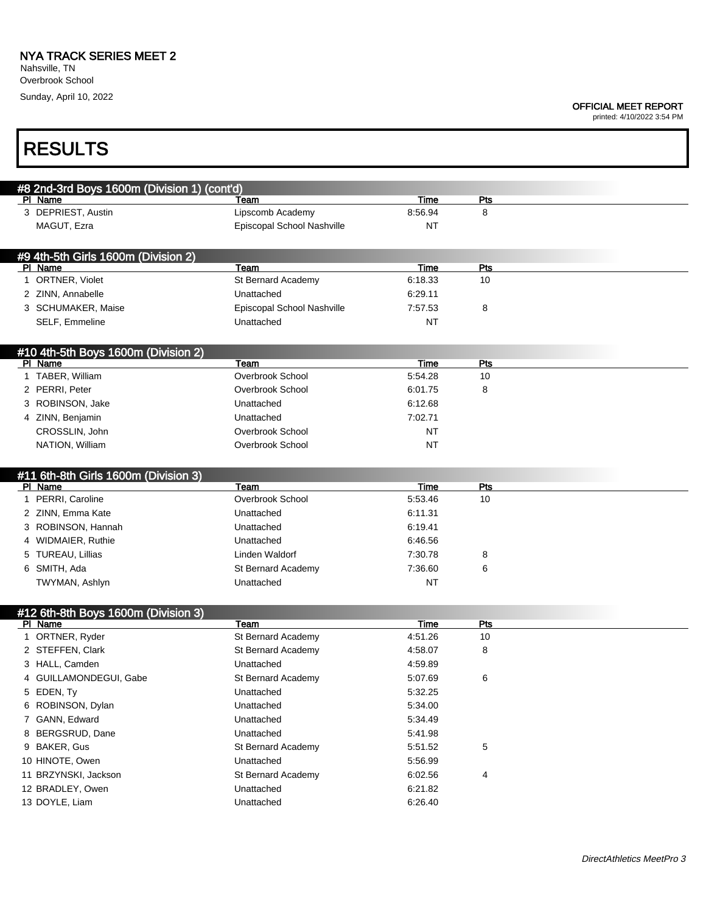# NYA TRACK SERIES MEET 2

Nahsville, TN
Overbrook School
Sunday, April 10, 2022

**OFFICIAL MEET REPORT**
printed: 4/10/2022 3:54 PM

## RESULTS

### #8 2nd-3rd Boys 1600m (Division 1) (cont'd)

| Pl | Name | Team | Time | Pts |
|---|---|---|---|---|
| 3 | DEPRIEST, Austin | Lipscomb Academy | 8:56.94 | 8 |
| | MAGUT, Ezra | Episcopal School Nashville | NT | |

### #9 4th-5th Girls 1600m (Division 2)

| Pl | Name | Team | Time | Pts |
|---|---|---|---|---|
| 1 | ORTNER, Violet | St Bernard Academy | 6:18.33 | 10 |
| 2 | ZINN, Annabelle | Unattached | 6:29.11 | |
| 3 | SCHUMAKER, Maise | Episcopal School Nashville | 7:57.53 | 8 |
| | SELF, Emmeline | Unattached | NT | |

### #10 4th-5th Boys 1600m (Division 2)

| Pl | Name | Team | Time | Pts |
|---|---|---|---|---|
| 1 | TABER, William | Overbrook School | 5:54.28 | 10 |
| 2 | PERRI, Peter | Overbrook School | 6:01.75 | 8 |
| 3 | ROBINSON, Jake | Unattached | 6:12.68 | |
| 4 | ZINN, Benjamin | Unattached | 7:02.71 | |
| | CROSSLIN, John | Overbrook School | NT | |
| | NATION, William | Overbrook School | NT | |

### #11 6th-8th Girls 1600m (Division 3)

| Pl | Name | Team | Time | Pts |
|---|---|---|---|---|
| 1 | PERRI, Caroline | Overbrook School | 5:53.46 | 10 |
| 2 | ZINN, Emma Kate | Unattached | 6:11.31 | |
| 3 | ROBINSON, Hannah | Unattached | 6:19.41 | |
| 4 | WIDMAIER, Ruthie | Unattached | 6:46.56 | |
| 5 | TUREAU, Lillias | Linden Waldorf | 7:30.78 | 8 |
| 6 | SMITH, Ada | St Bernard Academy | 7:36.60 | 6 |
| | TWYMAN, Ashlyn | Unattached | NT | |

### #12 6th-8th Boys 1600m (Division 3)

| Pl | Name | Team | Time | Pts |
|---|---|---|---|---|
| 1 | ORTNER, Ryder | St Bernard Academy | 4:51.26 | 10 |
| 2 | STEFFEN, Clark | St Bernard Academy | 4:58.07 | 8 |
| 3 | HALL, Camden | Unattached | 4:59.89 | |
| 4 | GUILLAMONDEGUI, Gabe | St Bernard Academy | 5:07.69 | 6 |
| 5 | EDEN, Ty | Unattached | 5:32.25 | |
| 6 | ROBINSON, Dylan | Unattached | 5:34.00 | |
| 7 | GANN, Edward | Unattached | 5:34.49 | |
| 8 | BERGSRUD, Dane | Unattached | 5:41.98 | |
| 9 | BAKER, Gus | St Bernard Academy | 5:51.52 | 5 |
| 10 | HINOTE, Owen | Unattached | 5:56.99 | |
| 11 | BRZYNSKI, Jackson | St Bernard Academy | 6:02.56 | 4 |
| 12 | BRADLEY, Owen | Unattached | 6:21.82 | |
| 13 | DOYLE, Liam | Unattached | 6:26.40 | |

*DirectAthletics MeetPro 3*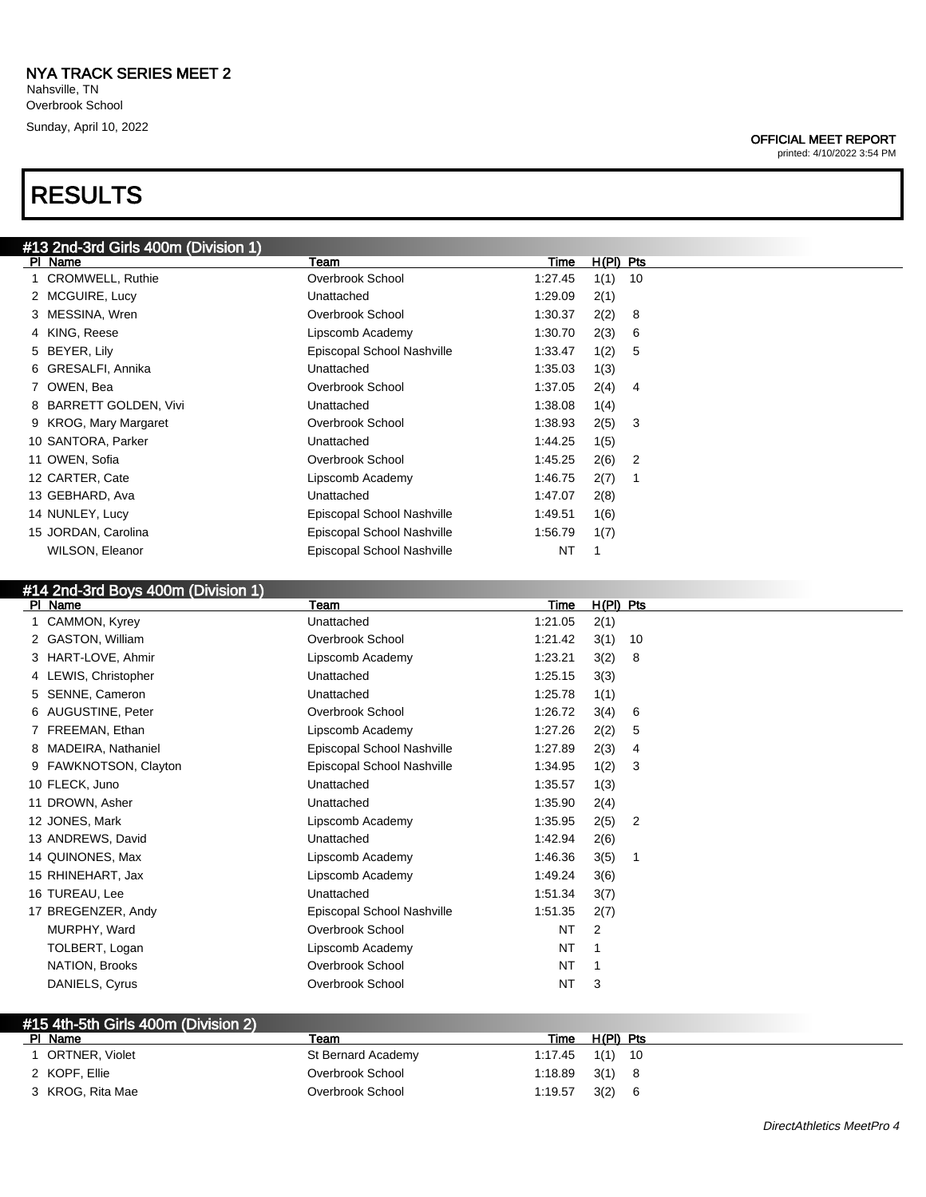# NYA TRACK SERIES MEET 2

Nahsville, TN
Overbrook School
Sunday, April 10, 2022

**OFFICIAL MEET REPORT**
printed: 4/10/2022 3:54 PM

# RESULTS

## #13 2nd-3rd Girls 400m (Division 1)

| Pl | Name | Team | Time | H(Pl) | Pts |
|---|---|---|---|---|---|
| 1 | CROMWELL, Ruthie | Overbrook School | 1:27.45 | 1(1) | 10 |
| 2 | MCGUIRE, Lucy | Unattached | 1:29.09 | 2(1) | |
| 3 | MESSINA, Wren | Overbrook School | 1:30.37 | 2(2) | 8 |
| 4 | KING, Reese | Lipscomb Academy | 1:30.70 | 2(3) | 6 |
| 5 | BEYER, Lily | Episcopal School Nashville | 1:33.47 | 1(2) | 5 |
| 6 | GRESALFI, Annika | Unattached | 1:35.03 | 1(3) | |
| 7 | OWEN, Bea | Overbrook School | 1:37.05 | 2(4) | 4 |
| 8 | BARRETT GOLDEN, Vivi | Unattached | 1:38.08 | 1(4) | |
| 9 | KROG, Mary Margaret | Overbrook School | 1:38.93 | 2(5) | 3 |
| 10 | SANTORA, Parker | Unattached | 1:44.25 | 1(5) | |
| 11 | OWEN, Sofia | Overbrook School | 1:45.25 | 2(6) | 2 |
| 12 | CARTER, Cate | Lipscomb Academy | 1:46.75 | 2(7) | 1 |
| 13 | GEBHARD, Ava | Unattached | 1:47.07 | 2(8) | |
| 14 | NUNLEY, Lucy | Episcopal School Nashville | 1:49.51 | 1(6) | |
| 15 | JORDAN, Carolina | Episcopal School Nashville | 1:56.79 | 1(7) | |
| | WILSON, Eleanor | Episcopal School Nashville | NT | 1 | |

## #14 2nd-3rd Boys 400m (Division 1)

| Pl | Name | Team | Time | H(Pl) | Pts |
|---|---|---|---|---|---|
| 1 | CAMMON, Kyrey | Unattached | 1:21.05 | 2(1) | |
| 2 | GASTON, William | Overbrook School | 1:21.42 | 3(1) | 10 |
| 3 | HART-LOVE, Ahmir | Lipscomb Academy | 1:23.21 | 3(2) | 8 |
| 4 | LEWIS, Christopher | Unattached | 1:25.15 | 3(3) | |
| 5 | SENNE, Cameron | Unattached | 1:25.78 | 1(1) | |
| 6 | AUGUSTINE, Peter | Overbrook School | 1:26.72 | 3(4) | 6 |
| 7 | FREEMAN, Ethan | Lipscomb Academy | 1:27.26 | 2(2) | 5 |
| 8 | MADEIRA, Nathaniel | Episcopal School Nashville | 1:27.89 | 2(3) | 4 |
| 9 | FAWKNOTSON, Clayton | Episcopal School Nashville | 1:34.95 | 1(2) | 3 |
| 10 | FLECK, Juno | Unattached | 1:35.57 | 1(3) | |
| 11 | DROWN, Asher | Unattached | 1:35.90 | 2(4) | |
| 12 | JONES, Mark | Lipscomb Academy | 1:35.95 | 2(5) | 2 |
| 13 | ANDREWS, David | Unattached | 1:42.94 | 2(6) | |
| 14 | QUINONES, Max | Lipscomb Academy | 1:46.36 | 3(5) | 1 |
| 15 | RHINEHART, Jax | Lipscomb Academy | 1:49.24 | 3(6) | |
| 16 | TUREAU, Lee | Unattached | 1:51.34 | 3(7) | |
| 17 | BREGENZER, Andy | Episcopal School Nashville | 1:51.35 | 2(7) | |
| | MURPHY, Ward | Overbrook School | NT | 2 | |
| | TOLBERT, Logan | Lipscomb Academy | NT | 1 | |
| | NATION, Brooks | Overbrook School | NT | 1 | |
| | DANIELS, Cyrus | Overbrook School | NT | 3 | |

## #15 4th-5th Girls 400m (Division 2)

| Pl | Name | Team | Time | H(Pl) | Pts |
|---|---|---|---|---|---|
| 1 | ORTNER, Violet | St Bernard Academy | 1:17.45 | 1(1) | 10 |
| 2 | KOPF, Ellie | Overbrook School | 1:18.89 | 3(1) | 8 |
| 3 | KROG, Rita Mae | Overbrook School | 1:19.57 | 3(2) | 6 |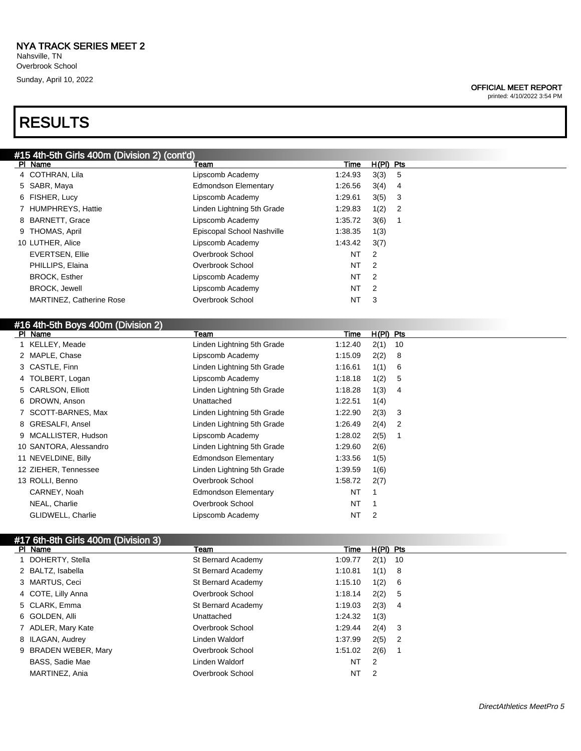NYA TRACK SERIES MEET 2
Nahsville, TN
Overbrook School
Sunday, April 10, 2022

OFFICIAL MEET REPORT
printed: 4/10/2022 3:54 PM

# RESULTS

## #15 4th-5th Girls 400m (Division 2) (cont'd)

| Pl | Name | Team | Time | H(Pl) | Pts |
|---|---|---|---|---|---|
| 4 | COTHRAN, Lila | Lipscomb Academy | 1:24.93 | 3(3) | 5 |
| 5 | SABR, Maya | Edmondson Elementary | 1:26.56 | 3(4) | 4 |
| 6 | FISHER, Lucy | Lipscomb Academy | 1:29.61 | 3(5) | 3 |
| 7 | HUMPHREYS, Hattie | Linden Lightning 5th Grade | 1:29.83 | 1(2) | 2 |
| 8 | BARNETT, Grace | Lipscomb Academy | 1:35.72 | 3(6) | 1 |
| 9 | THOMAS, April | Episcopal School Nashville | 1:38.35 | 1(3) | |
| 10 | LUTHER, Alice | Lipscomb Academy | 1:43.42 | 3(7) | |
| | EVERTSEN, Ellie | Overbrook School | NT | 2 | |
| | PHILLIPS, Elaina | Overbrook School | NT | 2 | |
| | BROCK, Esther | Lipscomb Academy | NT | 2 | |
| | BROCK, Jewell | Lipscomb Academy | NT | 2 | |
| | MARTINEZ, Catherine Rose | Overbrook School | NT | 3 | |

## #16 4th-5th Boys 400m (Division 2)

| Pl | Name | Team | Time | H(Pl) | Pts |
|---|---|---|---|---|---|
| 1 | KELLEY, Meade | Linden Lightning 5th Grade | 1:12.40 | 2(1) | 10 |
| 2 | MAPLE, Chase | Lipscomb Academy | 1:15.09 | 2(2) | 8 |
| 3 | CASTLE, Finn | Linden Lightning 5th Grade | 1:16.61 | 1(1) | 6 |
| 4 | TOLBERT, Logan | Lipscomb Academy | 1:18.18 | 1(2) | 5 |
| 5 | CARLSON, Elliott | Linden Lightning 5th Grade | 1:18.28 | 1(3) | 4 |
| 6 | DROWN, Anson | Unattached | 1:22.51 | 1(4) | |
| 7 | SCOTT-BARNES, Max | Linden Lightning 5th Grade | 1:22.90 | 2(3) | 3 |
| 8 | GRESALFI, Ansel | Linden Lightning 5th Grade | 1:26.49 | 2(4) | 2 |
| 9 | MCALLISTER, Hudson | Lipscomb Academy | 1:28.02 | 2(5) | 1 |
| 10 | SANTORA, Alessandro | Linden Lightning 5th Grade | 1:29.60 | 2(6) | |
| 11 | NEVELDINE, Billy | Edmondson Elementary | 1:33.56 | 1(5) | |
| 12 | ZIEHER, Tennessee | Linden Lightning 5th Grade | 1:39.59 | 1(6) | |
| 13 | ROLLI, Benno | Overbrook School | 1:58.72 | 2(7) | |
| | CARNEY, Noah | Edmondson Elementary | NT | 1 | |
| | NEAL, Charlie | Overbrook School | NT | 1 | |
| | GLIDWELL, Charlie | Lipscomb Academy | NT | 2 | |

## #17 6th-8th Girls 400m (Division 3)

| Pl | Name | Team | Time | H(Pl) | Pts |
|---|---|---|---|---|---|
| 1 | DOHERTY, Stella | St Bernard Academy | 1:09.77 | 2(1) | 10 |
| 2 | BALTZ, Isabella | St Bernard Academy | 1:10.81 | 1(1) | 8 |
| 3 | MARTUS, Ceci | St Bernard Academy | 1:15.10 | 1(2) | 6 |
| 4 | COTE, Lilly Anna | Overbrook School | 1:18.14 | 2(2) | 5 |
| 5 | CLARK, Emma | St Bernard Academy | 1:19.03 | 2(3) | 4 |
| 6 | GOLDEN, Alli | Unattached | 1:24.32 | 1(3) | |
| 7 | ADLER, Mary Kate | Overbrook School | 1:29.44 | 2(4) | 3 |
| 8 | ILAGAN, Audrey | Linden Waldorf | 1:37.99 | 2(5) | 2 |
| 9 | BRADEN WEBER, Mary | Overbrook School | 1:51.02 | 2(6) | 1 |
| | BASS, Sadie Mae | Linden Waldorf | NT | 2 | |
| | MARTINEZ, Ania | Overbrook School | NT | 2 | |

*DirectAthletics MeetPro 5*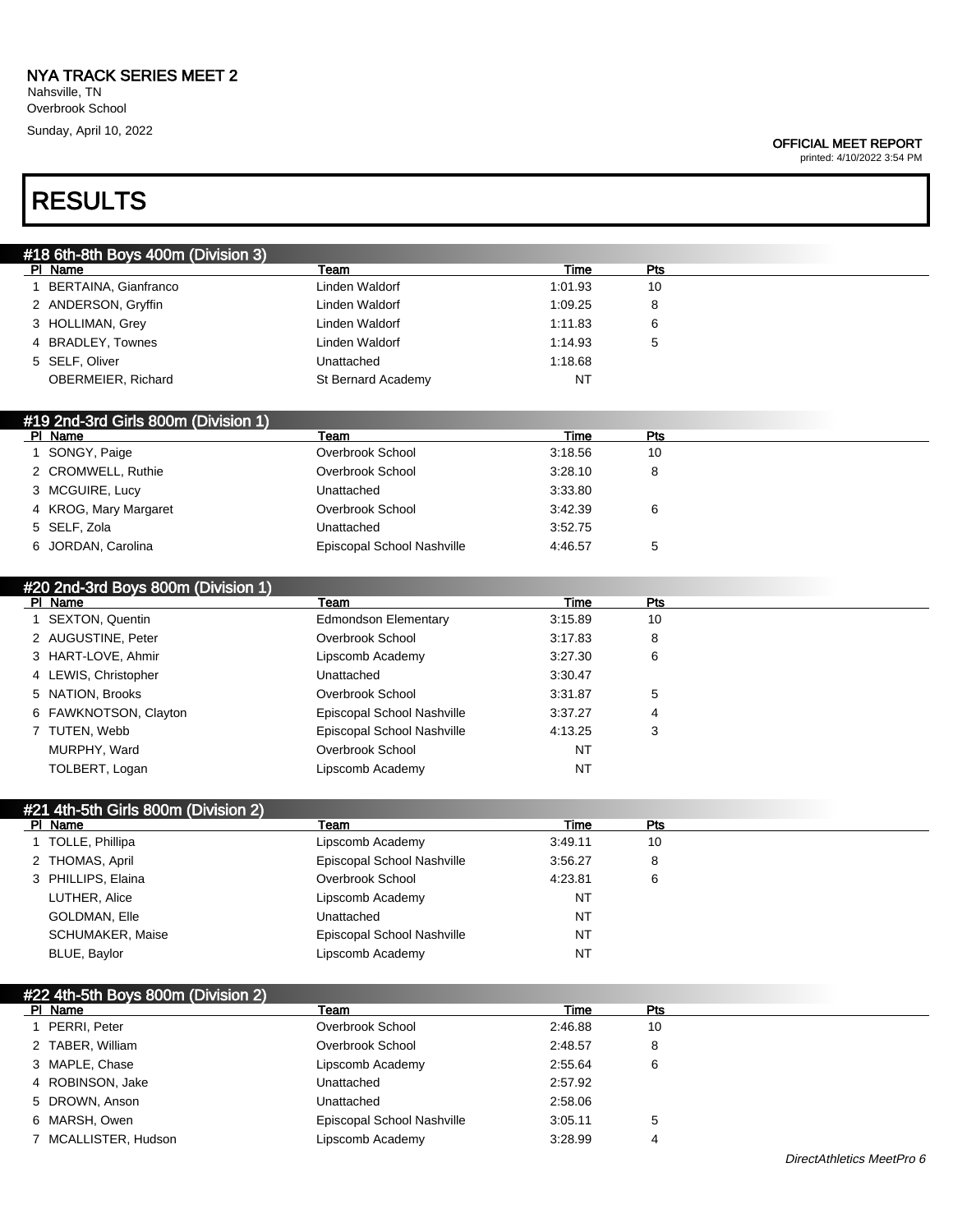NYA TRACK SERIES MEET 2
Nahsville, TN
Overbrook School
Sunday, April 10, 2022

OFFICIAL MEET REPORT
printed: 4/10/2022 3:54 PM

# RESULTS

## #18 6th-8th Boys 400m (Division 3)

| Pl | Name | Team | Time | Pts |
|---|---|---|---|---|
| 1 | BERTAINA, Gianfranco | Linden Waldorf | 1:01.93 | 10 |
| 2 | ANDERSON, Gryffin | Linden Waldorf | 1:09.25 | 8 |
| 3 | HOLLIMAN, Grey | Linden Waldorf | 1:11.83 | 6 |
| 4 | BRADLEY, Townes | Linden Waldorf | 1:14.93 | 5 |
| 5 | SELF, Oliver | Unattached | 1:18.68 | |
| | OBERMEIER, Richard | St Bernard Academy | NT | |

## #19 2nd-3rd Girls 800m (Division 1)

| Pl | Name | Team | Time | Pts |
|---|---|---|---|---|
| 1 | SONGY, Paige | Overbrook School | 3:18.56 | 10 |
| 2 | CROMWELL, Ruthie | Overbrook School | 3:28.10 | 8 |
| 3 | MCGUIRE, Lucy | Unattached | 3:33.80 | |
| 4 | KROG, Mary Margaret | Overbrook School | 3:42.39 | 6 |
| 5 | SELF, Zola | Unattached | 3:52.75 | |
| 6 | JORDAN, Carolina | Episcopal School Nashville | 4:46.57 | 5 |

## #20 2nd-3rd Boys 800m (Division 1)

| Pl | Name | Team | Time | Pts |
|---|---|---|---|---|
| 1 | SEXTON, Quentin | Edmondson Elementary | 3:15.89 | 10 |
| 2 | AUGUSTINE, Peter | Overbrook School | 3:17.83 | 8 |
| 3 | HART-LOVE, Ahmir | Lipscomb Academy | 3:27.30 | 6 |
| 4 | LEWIS, Christopher | Unattached | 3:30.47 | |
| 5 | NATION, Brooks | Overbrook School | 3:31.87 | 5 |
| 6 | FAWKNOTSON, Clayton | Episcopal School Nashville | 3:37.27 | 4 |
| 7 | TUTEN, Webb | Episcopal School Nashville | 4:13.25 | 3 |
| | MURPHY, Ward | Overbrook School | NT | |
| | TOLBERT, Logan | Lipscomb Academy | NT | |

## #21 4th-5th Girls 800m (Division 2)

| Pl | Name | Team | Time | Pts |
|---|---|---|---|---|
| 1 | TOLLE, Phillipa | Lipscomb Academy | 3:49.11 | 10 |
| 2 | THOMAS, April | Episcopal School Nashville | 3:56.27 | 8 |
| 3 | PHILLIPS, Elaina | Overbrook School | 4:23.81 | 6 |
| | LUTHER, Alice | Lipscomb Academy | NT | |
| | GOLDMAN, Elle | Unattached | NT | |
| | SCHUMAKER, Maise | Episcopal School Nashville | NT | |
| | BLUE, Baylor | Lipscomb Academy | NT | |

## #22 4th-5th Boys 800m (Division 2)

| Pl | Name | Team | Time | Pts |
|---|---|---|---|---|
| 1 | PERRI, Peter | Overbrook School | 2:46.88 | 10 |
| 2 | TABER, William | Overbrook School | 2:48.57 | 8 |
| 3 | MAPLE, Chase | Lipscomb Academy | 2:55.64 | 6 |
| 4 | ROBINSON, Jake | Unattached | 2:57.92 | |
| 5 | DROWN, Anson | Unattached | 2:58.06 | |
| 6 | MARSH, Owen | Episcopal School Nashville | 3:05.11 | 5 |
| 7 | MCALLISTER, Hudson | Lipscomb Academy | 3:28.99 | 4 |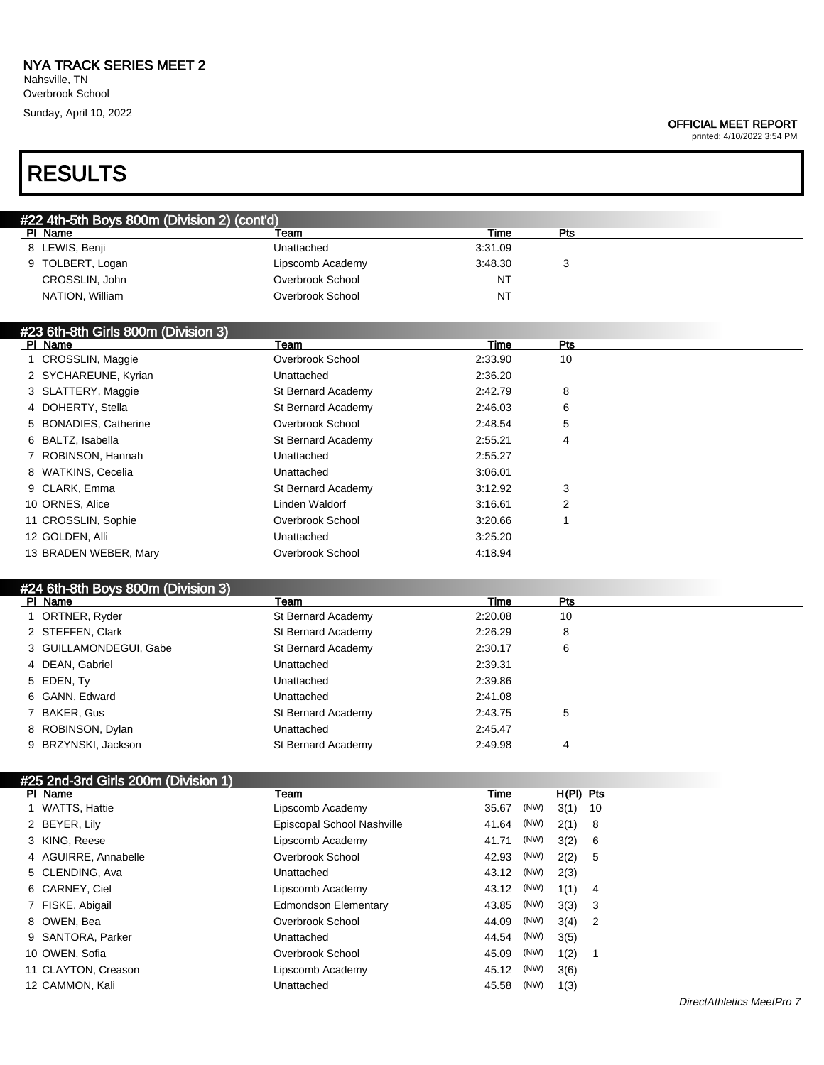# NYA TRACK SERIES MEET 2

Nahsville, TN
Overbrook School
Sunday, April 10, 2022

**OFFICIAL MEET REPORT**
printed: 4/10/2022 3:54 PM

# RESULTS

## #22 4th-5th Boys 800m (Division 2) (cont'd)

| Pl | Name | Team | Time | Pts |
|---|---|---|---|---|
| 8 | LEWIS, Benji | Unattached | 3:31.09 | |
| 9 | TOLBERT, Logan | Lipscomb Academy | 3:48.30 | 3 |
| | CROSSLIN, John | Overbrook School | NT | |
| | NATION, William | Overbrook School | NT | |

## #23 6th-8th Girls 800m (Division 3)

| Pl | Name | Team | Time | Pts |
|---|---|---|---|---|
| 1 | CROSSLIN, Maggie | Overbrook School | 2:33.90 | 10 |
| 2 | SYCHAREUNE, Kyrian | Unattached | 2:36.20 | |
| 3 | SLATTERY, Maggie | St Bernard Academy | 2:42.79 | 8 |
| 4 | DOHERTY, Stella | St Bernard Academy | 2:46.03 | 6 |
| 5 | BONADIES, Catherine | Overbrook School | 2:48.54 | 5 |
| 6 | BALTZ, Isabella | St Bernard Academy | 2:55.21 | 4 |
| 7 | ROBINSON, Hannah | Unattached | 2:55.27 | |
| 8 | WATKINS, Cecelia | Unattached | 3:06.01 | |
| 9 | CLARK, Emma | St Bernard Academy | 3:12.92 | 3 |
| 10 | ORNES, Alice | Linden Waldorf | 3:16.61 | 2 |
| 11 | CROSSLIN, Sophie | Overbrook School | 3:20.66 | 1 |
| 12 | GOLDEN, Alli | Unattached | 3:25.20 | |
| 13 | BRADEN WEBER, Mary | Overbrook School | 4:18.94 | |

## #24 6th-8th Boys 800m (Division 3)

| Pl | Name | Team | Time | Pts |
|---|---|---|---|---|
| 1 | ORTNER, Ryder | St Bernard Academy | 2:20.08 | 10 |
| 2 | STEFFEN, Clark | St Bernard Academy | 2:26.29 | 8 |
| 3 | GUILLAMONDEGUI, Gabe | St Bernard Academy | 2:30.17 | 6 |
| 4 | DEAN, Gabriel | Unattached | 2:39.31 | |
| 5 | EDEN, Ty | Unattached | 2:39.86 | |
| 6 | GANN, Edward | Unattached | 2:41.08 | |
| 7 | BAKER, Gus | St Bernard Academy | 2:43.75 | 5 |
| 8 | ROBINSON, Dylan | Unattached | 2:45.47 | |
| 9 | BRZYNSKI, Jackson | St Bernard Academy | 2:49.98 | 4 |

## #25 2nd-3rd Girls 200m (Division 1)

| Pl | Name | Team | Time | | H(Pl) | Pts |
|---|---|---|---|---|---|---|
| 1 | WATTS, Hattie | Lipscomb Academy | 35.67 | (NW) | 3(1) | 10 |
| 2 | BEYER, Lily | Episcopal School Nashville | 41.64 | (NW) | 2(1) | 8 |
| 3 | KING, Reese | Lipscomb Academy | 41.71 | (NW) | 3(2) | 6 |
| 4 | AGUIRRE, Annabelle | Overbrook School | 42.93 | (NW) | 2(2) | 5 |
| 5 | CLENDING, Ava | Unattached | 43.12 | (NW) | 2(3) | |
| 6 | CARNEY, Ciel | Lipscomb Academy | 43.12 | (NW) | 1(1) | 4 |
| 7 | FISKE, Abigail | Edmondson Elementary | 43.85 | (NW) | 3(3) | 3 |
| 8 | OWEN, Bea | Overbrook School | 44.09 | (NW) | 3(4) | 2 |
| 9 | SANTORA, Parker | Unattached | 44.54 | (NW) | 3(5) | |
| 10 | OWEN, Sofia | Overbrook School | 45.09 | (NW) | 1(2) | 1 |
| 11 | CLAYTON, Creason | Lipscomb Academy | 45.12 | (NW) | 3(6) | |
| 12 | CAMMON, Kali | Unattached | 45.58 | (NW) | 1(3) | |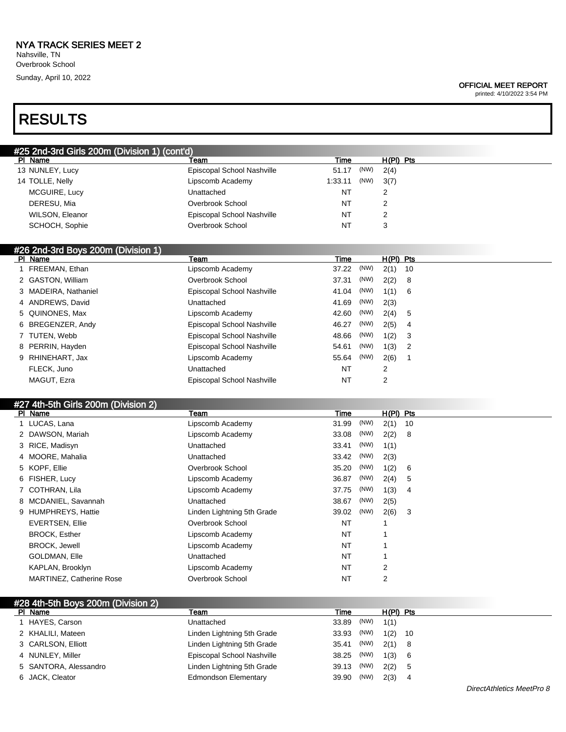# NYA TRACK SERIES MEET 2

Nahsville, TN
Overbrook School
Sunday, April 10, 2022

**OFFICIAL MEET REPORT**
printed: 4/10/2022 3:54 PM

# RESULTS

## #25 2nd-3rd Girls 200m (Division 1) (cont'd)

| Pl | Name | Team | Time | | H(Pl) | Pts |
|---|---|---|---|---|---|---|
| 13 | NUNLEY, Lucy | Episcopal School Nashville | 51.17 | (NW) | 2(4) | |
| 14 | TOLLE, Nelly | Lipscomb Academy | 1:33.11 | (NW) | 3(7) | |
| | MCGUIRE, Lucy | Unattached | NT | | 2 | |
| | DERESU, Mia | Overbrook School | NT | | 2 | |
| | WILSON, Eleanor | Episcopal School Nashville | NT | | 2 | |
| | SCHOCH, Sophie | Overbrook School | NT | | 3 | |

## #26 2nd-3rd Boys 200m (Division 1)

| Pl | Name | Team | Time | | H(Pl) | Pts |
|---|---|---|---|---|---|---|
| 1 | FREEMAN, Ethan | Lipscomb Academy | 37.22 | (NW) | 2(1) | 10 |
| 2 | GASTON, William | Overbrook School | 37.31 | (NW) | 2(2) | 8 |
| 3 | MADEIRA, Nathaniel | Episcopal School Nashville | 41.04 | (NW) | 1(1) | 6 |
| 4 | ANDREWS, David | Unattached | 41.69 | (NW) | 2(3) | |
| 5 | QUINONES, Max | Lipscomb Academy | 42.60 | (NW) | 2(4) | 5 |
| 6 | BREGENZER, Andy | Episcopal School Nashville | 46.27 | (NW) | 2(5) | 4 |
| 7 | TUTEN, Webb | Episcopal School Nashville | 48.66 | (NW) | 1(2) | 3 |
| 8 | PERRIN, Hayden | Episcopal School Nashville | 54.61 | (NW) | 1(3) | 2 |
| 9 | RHINEHART, Jax | Lipscomb Academy | 55.64 | (NW) | 2(6) | 1 |
| | FLECK, Juno | Unattached | NT | | 2 | |
| | MAGUT, Ezra | Episcopal School Nashville | NT | | 2 | |

## #27 4th-5th Girls 200m (Division 2)

| Pl | Name | Team | Time | | H(Pl) | Pts |
|---|---|---|---|---|---|---|
| 1 | LUCAS, Lana | Lipscomb Academy | 31.99 | (NW) | 2(1) | 10 |
| 2 | DAWSON, Mariah | Lipscomb Academy | 33.08 | (NW) | 2(2) | 8 |
| 3 | RICE, Madisyn | Unattached | 33.41 | (NW) | 1(1) | |
| 4 | MOORE, Mahalia | Unattached | 33.42 | (NW) | 2(3) | |
| 5 | KOPF, Ellie | Overbrook School | 35.20 | (NW) | 1(2) | 6 |
| 6 | FISHER, Lucy | Lipscomb Academy | 36.87 | (NW) | 2(4) | 5 |
| 7 | COTHRAN, Lila | Lipscomb Academy | 37.75 | (NW) | 1(3) | 4 |
| 8 | MCDANIEL, Savannah | Unattached | 38.67 | (NW) | 2(5) | |
| 9 | HUMPHREYS, Hattie | Linden Lightning 5th Grade | 39.02 | (NW) | 2(6) | 3 |
| | EVERTSEN, Ellie | Overbrook School | NT | | 1 | |
| | BROCK, Esther | Lipscomb Academy | NT | | 1 | |
| | BROCK, Jewell | Lipscomb Academy | NT | | 1 | |
| | GOLDMAN, Elle | Unattached | NT | | 1 | |
| | KAPLAN, Brooklyn | Lipscomb Academy | NT | | 2 | |
| | MARTINEZ, Catherine Rose | Overbrook School | NT | | 2 | |

## #28 4th-5th Boys 200m (Division 2)

| Pl | Name | Team | Time | | H(Pl) | Pts |
|---|---|---|---|---|---|---|
| 1 | HAYES, Carson | Unattached | 33.89 | (NW) | 1(1) | |
| 2 | KHALILI, Mateen | Linden Lightning 5th Grade | 33.93 | (NW) | 1(2) | 10 |
| 3 | CARLSON, Elliott | Linden Lightning 5th Grade | 35.41 | (NW) | 2(1) | 8 |
| 4 | NUNLEY, Miller | Episcopal School Nashville | 38.25 | (NW) | 1(3) | 6 |
| 5 | SANTORA, Alessandro | Linden Lightning 5th Grade | 39.13 | (NW) | 2(2) | 5 |
| 6 | JACK, Cleator | Edmondson Elementary | 39.90 | (NW) | 2(3) | 4 |

*DirectAthletics MeetPro 8*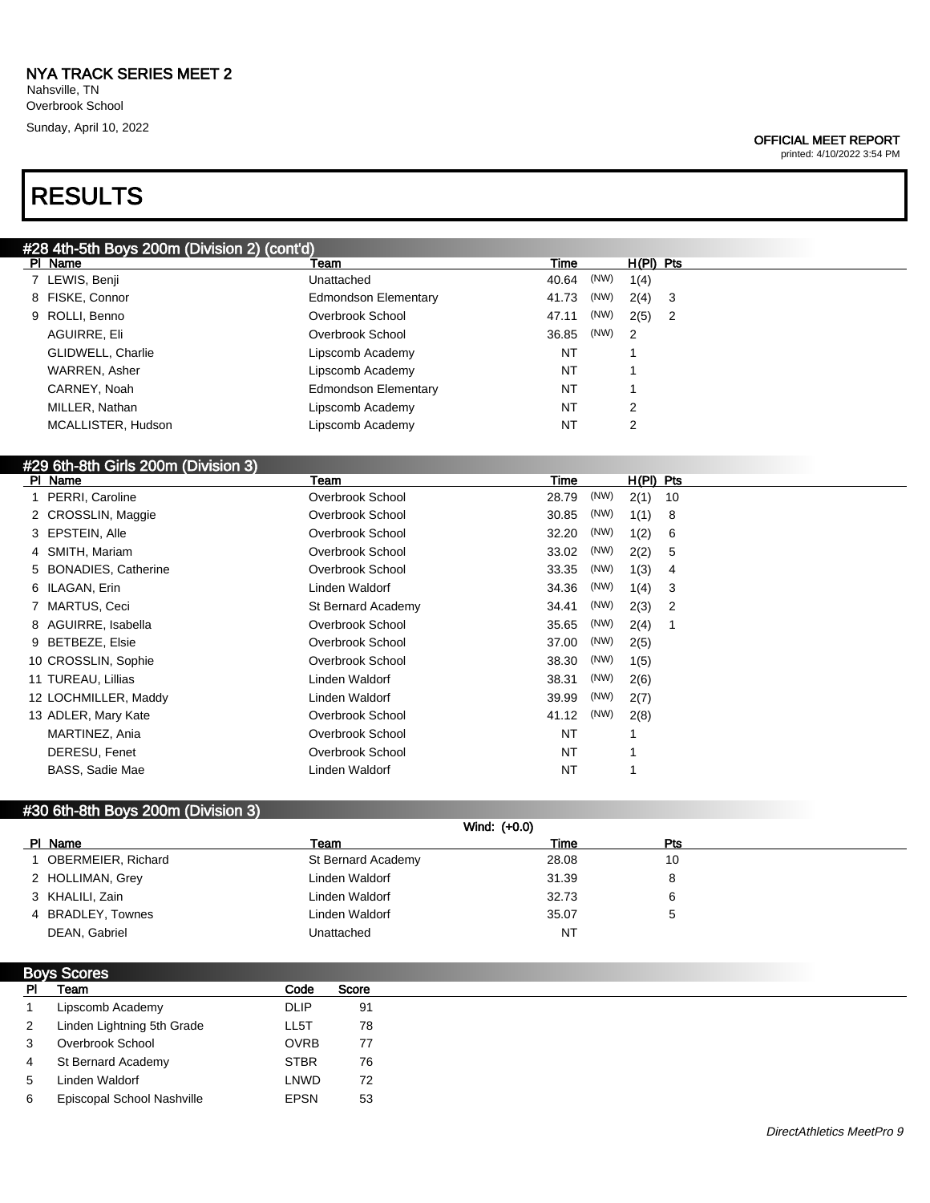**NYA TRACK SERIES MEET 2**
Nahsville, TN
Overbrook School
Sunday, April 10, 2022

**OFFICIAL MEET REPORT**
printed: 4/10/2022 3:54 PM

# RESULTS

## #28 4th-5th Boys 200m (Division 2) (cont'd)

| Pl | Name | Team | Time | | H(Pl) | Pts |
|---|---|---|---|---|---|---|
| 7 | LEWIS, Benji | Unattached | 40.64 | (NW) | 1(4) | |
| 8 | FISKE, Connor | Edmondson Elementary | 41.73 | (NW) | 2(4) | 3 |
| 9 | ROLLI, Benno | Overbrook School | 47.11 | (NW) | 2(5) | 2 |
| | AGUIRRE, Eli | Overbrook School | 36.85 | (NW) | 2 | |
| | GLIDWELL, Charlie | Lipscomb Academy | NT | | 1 | |
| | WARREN, Asher | Lipscomb Academy | NT | | 1 | |
| | CARNEY, Noah | Edmondson Elementary | NT | | 1 | |
| | MILLER, Nathan | Lipscomb Academy | NT | | 2 | |
| | MCALLISTER, Hudson | Lipscomb Academy | NT | | 2 | |

## #29 6th-8th Girls 200m (Division 3)

| Pl | Name | Team | Time | | H(Pl) | Pts |
|---|---|---|---|---|---|---|
| 1 | PERRI, Caroline | Overbrook School | 28.79 | (NW) | 2(1) | 10 |
| 2 | CROSSLIN, Maggie | Overbrook School | 30.85 | (NW) | 1(1) | 8 |
| 3 | EPSTEIN, Alle | Overbrook School | 32.20 | (NW) | 1(2) | 6 |
| 4 | SMITH, Mariam | Overbrook School | 33.02 | (NW) | 2(2) | 5 |
| 5 | BONADIES, Catherine | Overbrook School | 33.35 | (NW) | 1(3) | 4 |
| 6 | ILAGAN, Erin | Linden Waldorf | 34.36 | (NW) | 1(4) | 3 |
| 7 | MARTUS, Ceci | St Bernard Academy | 34.41 | (NW) | 2(3) | 2 |
| 8 | AGUIRRE, Isabella | Overbrook School | 35.65 | (NW) | 2(4) | 1 |
| 9 | BETBEZE, Elsie | Overbrook School | 37.00 | (NW) | 2(5) | |
| 10 | CROSSLIN, Sophie | Overbrook School | 38.30 | (NW) | 1(5) | |
| 11 | TUREAU, Lillias | Linden Waldorf | 38.31 | (NW) | 2(6) | |
| 12 | LOCHMILLER, Maddy | Linden Waldorf | 39.99 | (NW) | 2(7) | |
| 13 | ADLER, Mary Kate | Overbrook School | 41.12 | (NW) | 2(8) | |
| | MARTINEZ, Ania | Overbrook School | NT | | 1 | |
| | DERESU, Fenet | Overbrook School | NT | | 1 | |
| | BASS, Sadie Mae | Linden Waldorf | NT | | 1 | |

## #30 6th-8th Boys 200m (Division 3)

Wind: (+0.0)

| Pl | Name | Team | Time | Pts |
|---|---|---|---|---|
| 1 | OBERMEIER, Richard | St Bernard Academy | 28.08 | 10 |
| 2 | HOLLIMAN, Grey | Linden Waldorf | 31.39 | 8 |
| 3 | KHALILI, Zain | Linden Waldorf | 32.73 | 6 |
| 4 | BRADLEY, Townes | Linden Waldorf | 35.07 | 5 |
| | DEAN, Gabriel | Unattached | NT | |

## Boys Scores

| Pl | Team | Code | Score |
|---|---|---|---|
| 1 | Lipscomb Academy | DLIP | 91 |
| 2 | Linden Lightning 5th Grade | LL5T | 78 |
| 3 | Overbrook School | OVRB | 77 |
| 4 | St Bernard Academy | STBR | 76 |
| 5 | Linden Waldorf | LNWD | 72 |
| 6 | Episcopal School Nashville | EPSN | 53 |

*DirectAthletics MeetPro 9*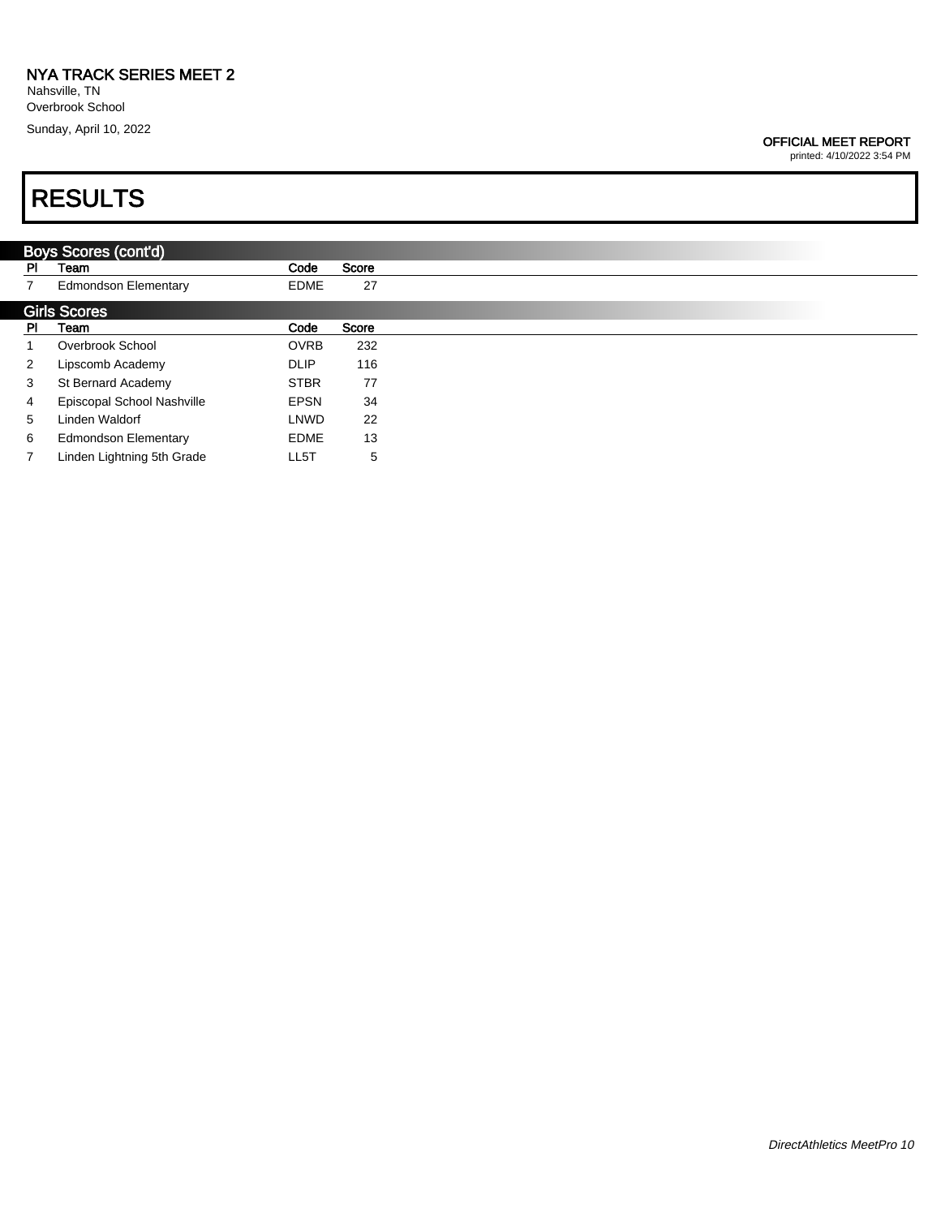## RESULTS

### Boys Scores (cont'd)

| Pl | Team | Code | Score |
|---|---|---|---|
| 7 | Edmondson Elementary | EDME | 27 |

### Girls Scores

| Pl | Team | Code | Score |
|---|---|---|---|
| 1 | Overbrook School | OVRB | 232 |
| 2 | Lipscomb Academy | DLIP | 116 |
| 3 | St Bernard Academy | STBR | 77 |
| 4 | Episcopal School Nashville | EPSN | 34 |
| 5 | Linden Waldorf | LNWD | 22 |
| 6 | Edmondson Elementary | EDME | 13 |
| 7 | Linden Lightning 5th Grade | LL5T | 5 |